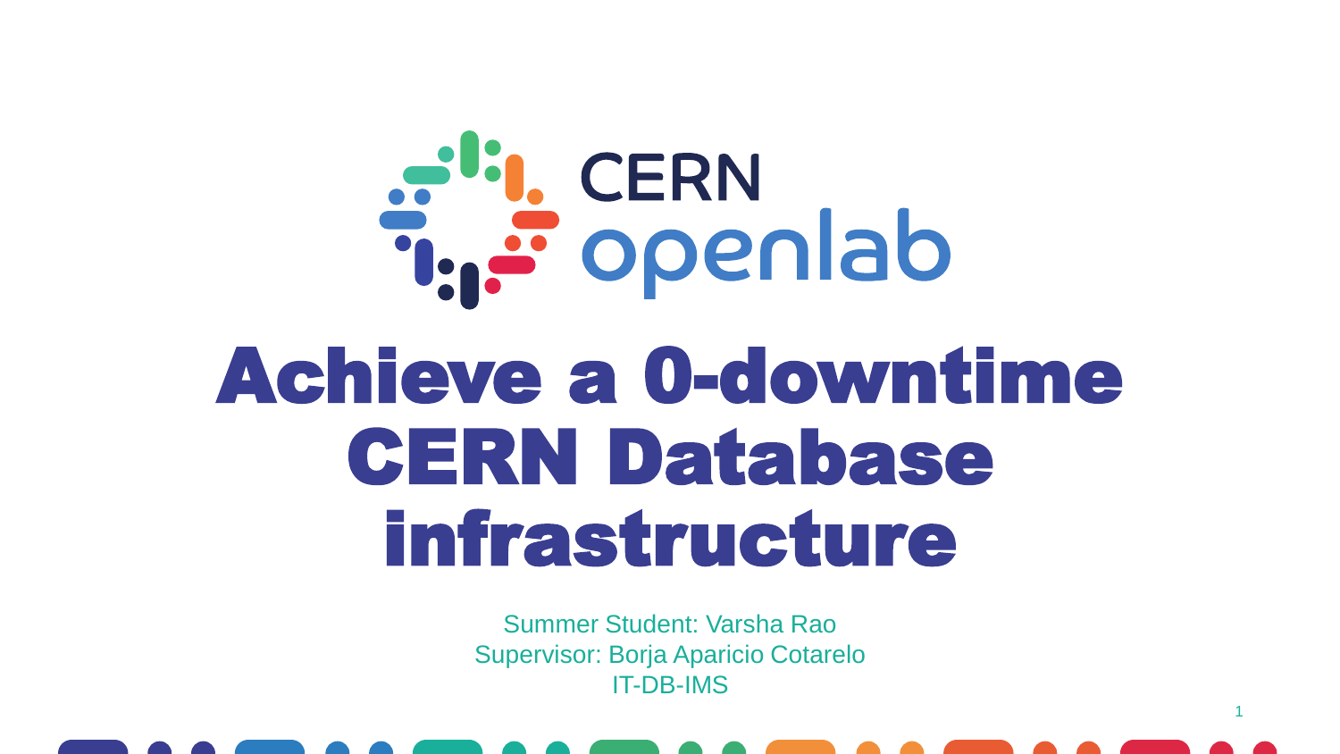CERN openlab

# Achieve a 0-downtime CERN Database infrastructure

Summer Student: Varsha Rao
Supervisor: Borja Aparicio Cotarelo
IT-DB-IMS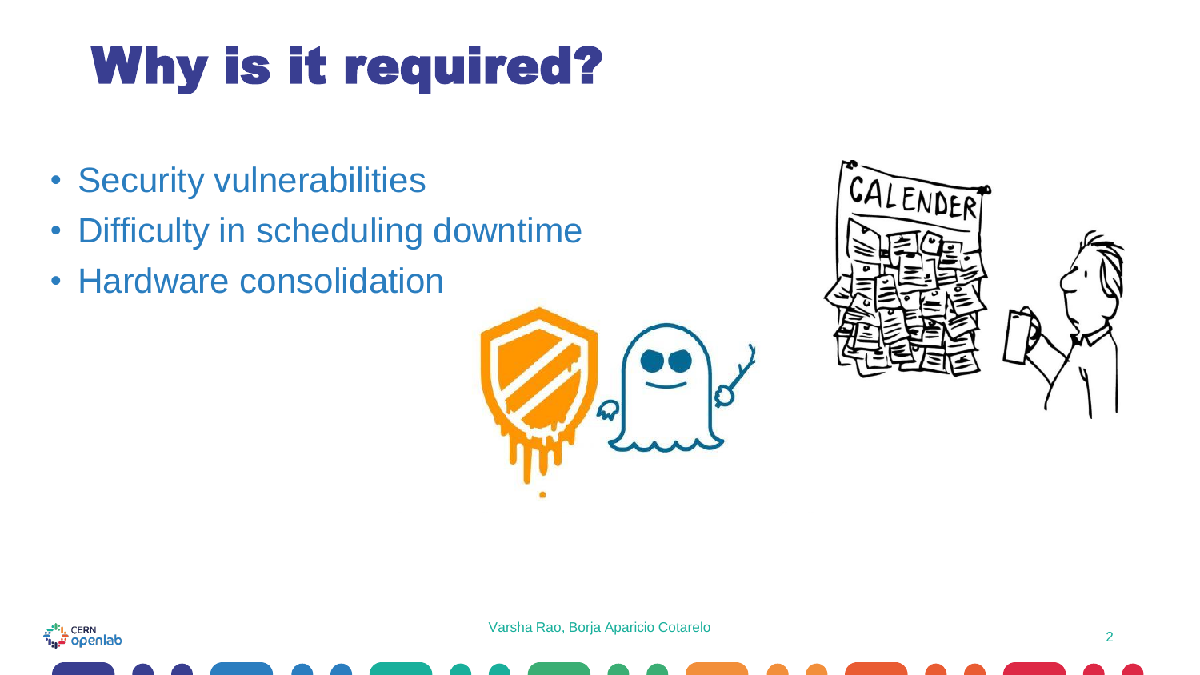# Why is it required?

- Security vulnerabilities
- Difficulty in scheduling downtime
- Hardware consolidation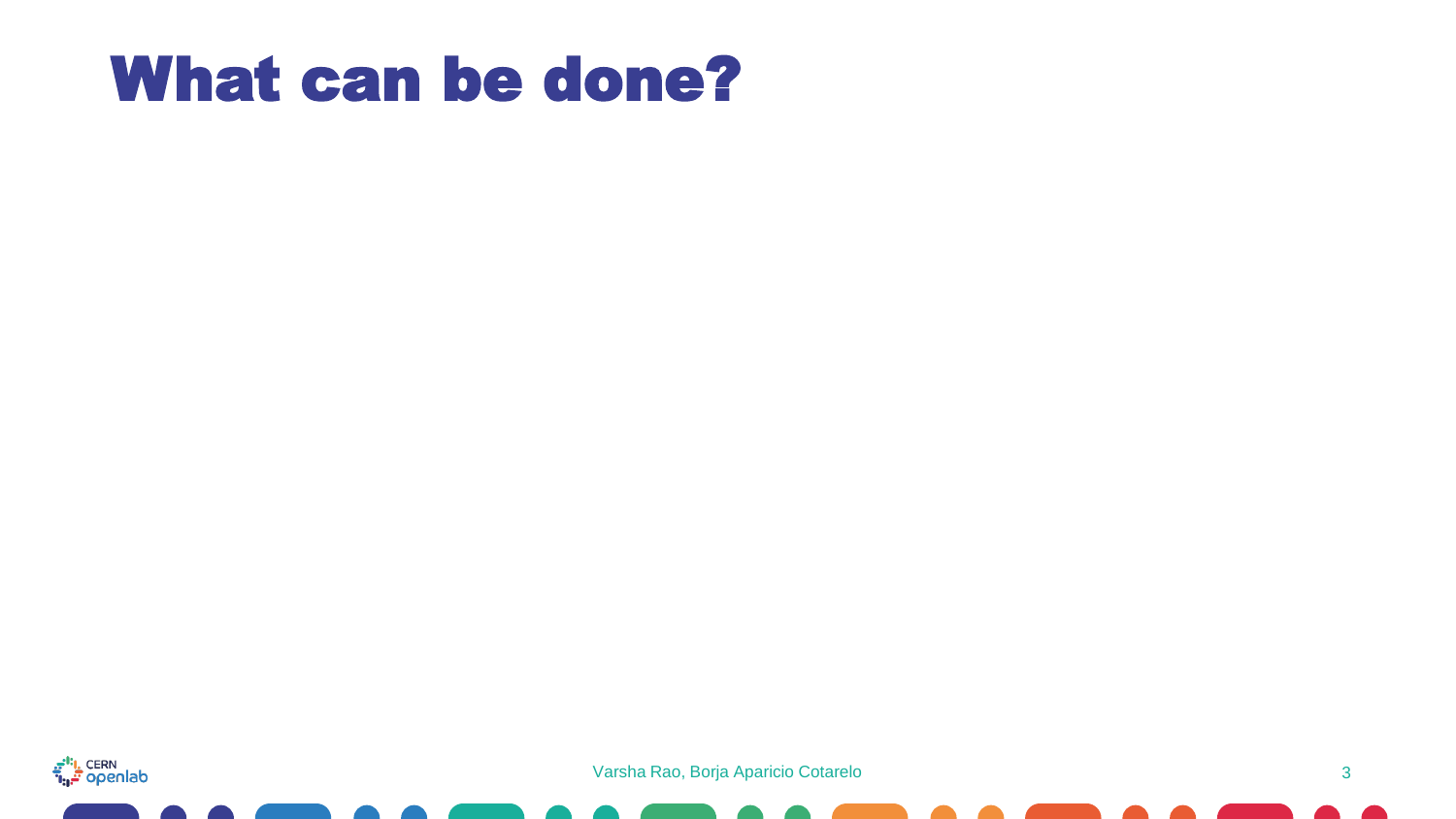# What can be done?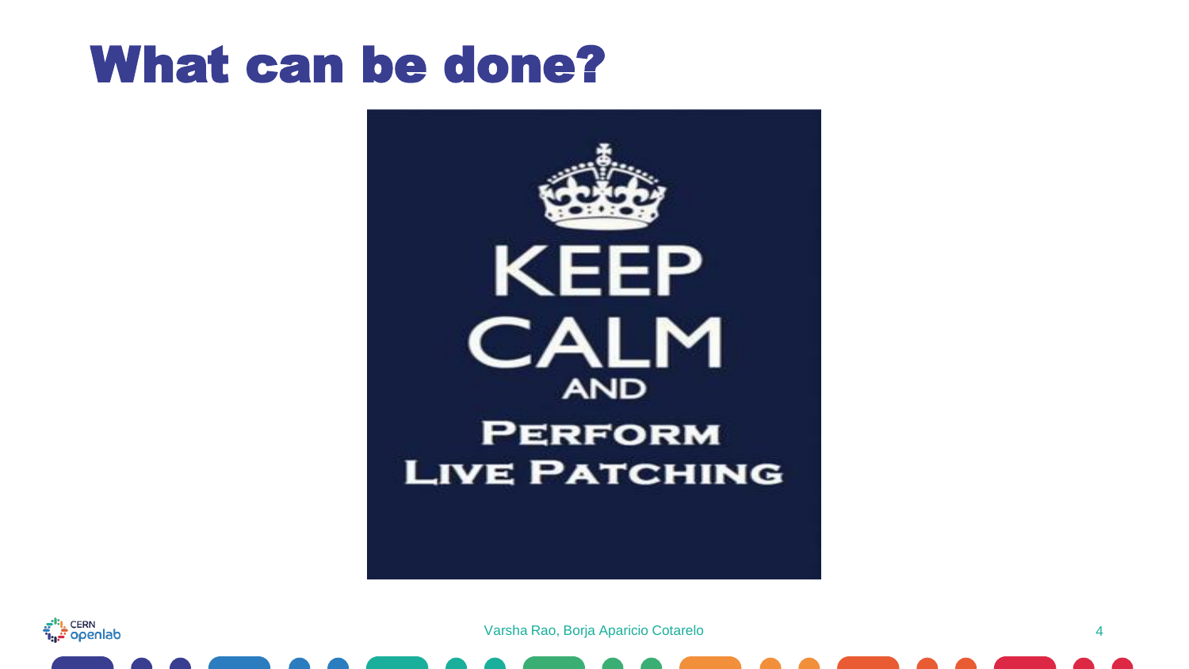# What can be done?

KEEP CALM AND PERFORM LIVE PATCHING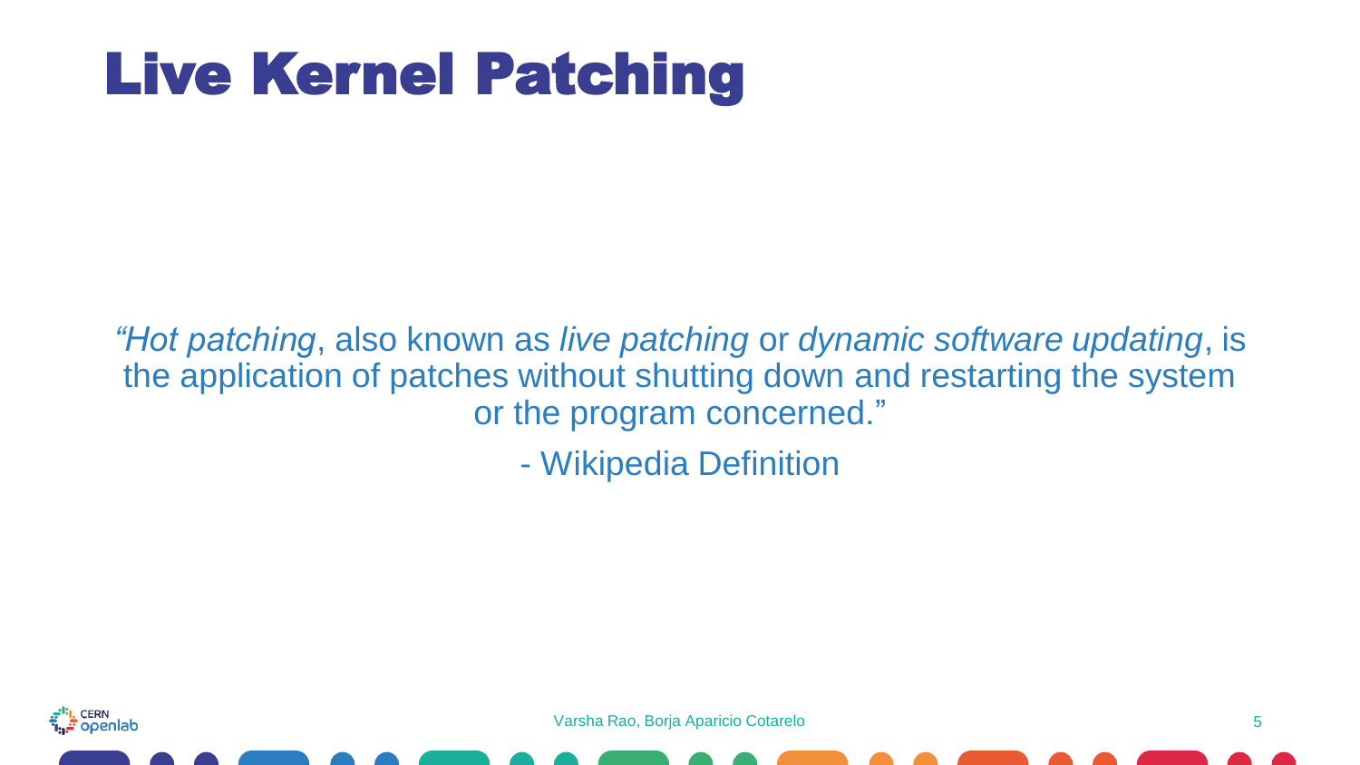# Live Kernel Patching

*"Hot patching*, also known as *live patching* or *dynamic software updating*, is the application of patches without shutting down and restarting the system or the program concerned."

- Wikipedia Definition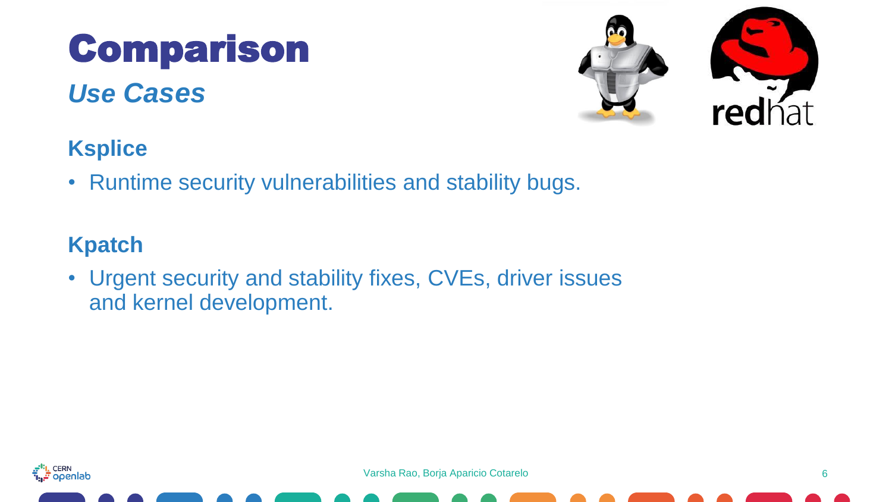# Comparison

## *Use Cases*

### Ksplice

- Runtime security vulnerabilities and stability bugs.

### Kpatch

- Urgent security and stability fixes, CVEs, driver issues and kernel development.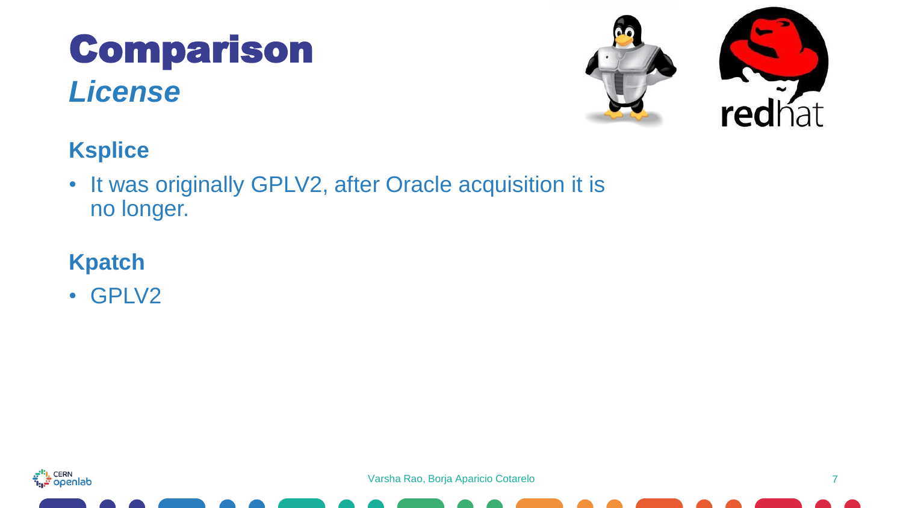# Comparison

## *License*

### Ksplice

- It was originally GPLV2, after Oracle acquisition it is no longer.

### Kpatch

- GPLV2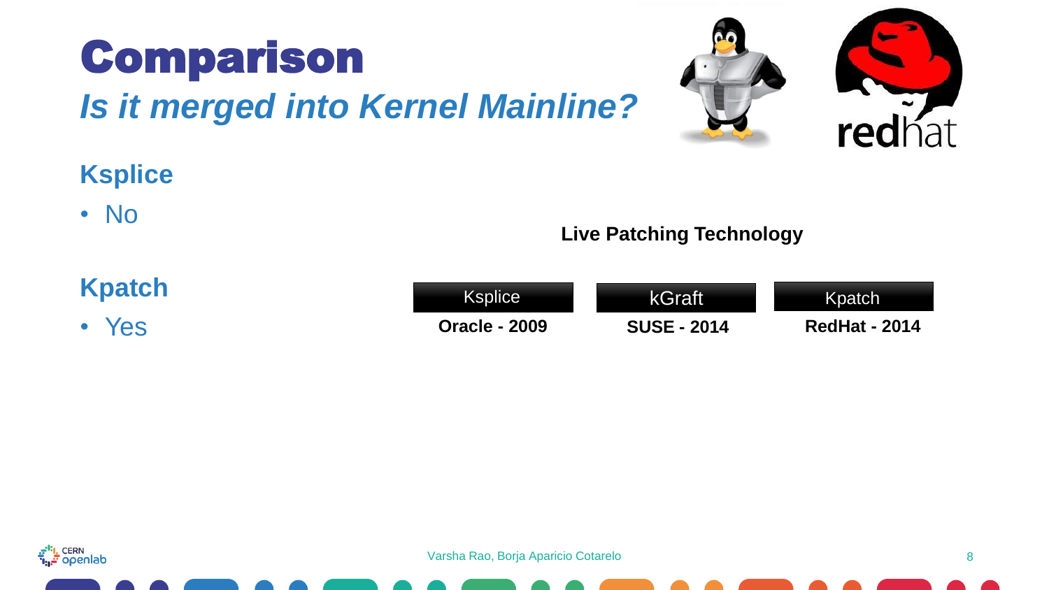# Comparison

## *Is it merged into Kernel Mainline?*

### Ksplice

- No

### Kpatch

- Yes

**Live Patching Technology**

| Ksplice | kGraft | Kpatch |
| --- | --- | --- |
| **Oracle - 2009** | **SUSE - 2014** | **RedHat - 2014** |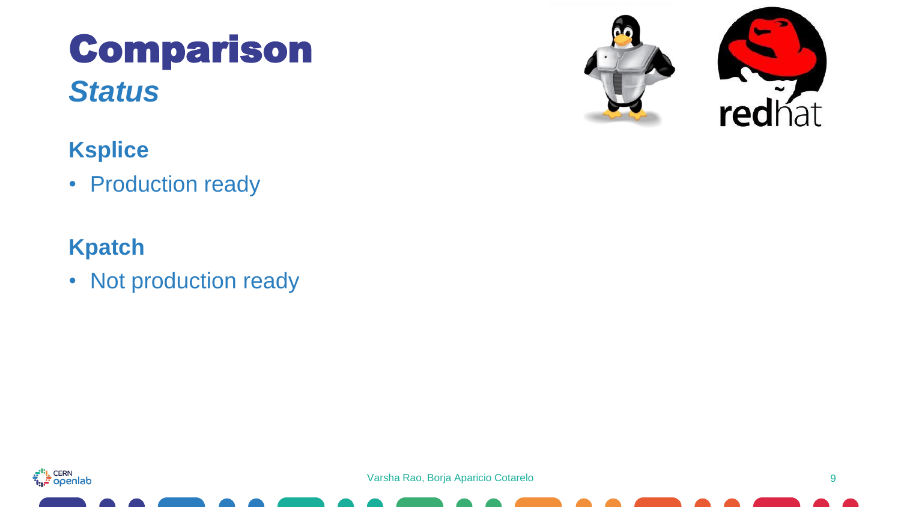# Comparison

## *Status*

### Ksplice

- Production ready

### Kpatch

- Not production ready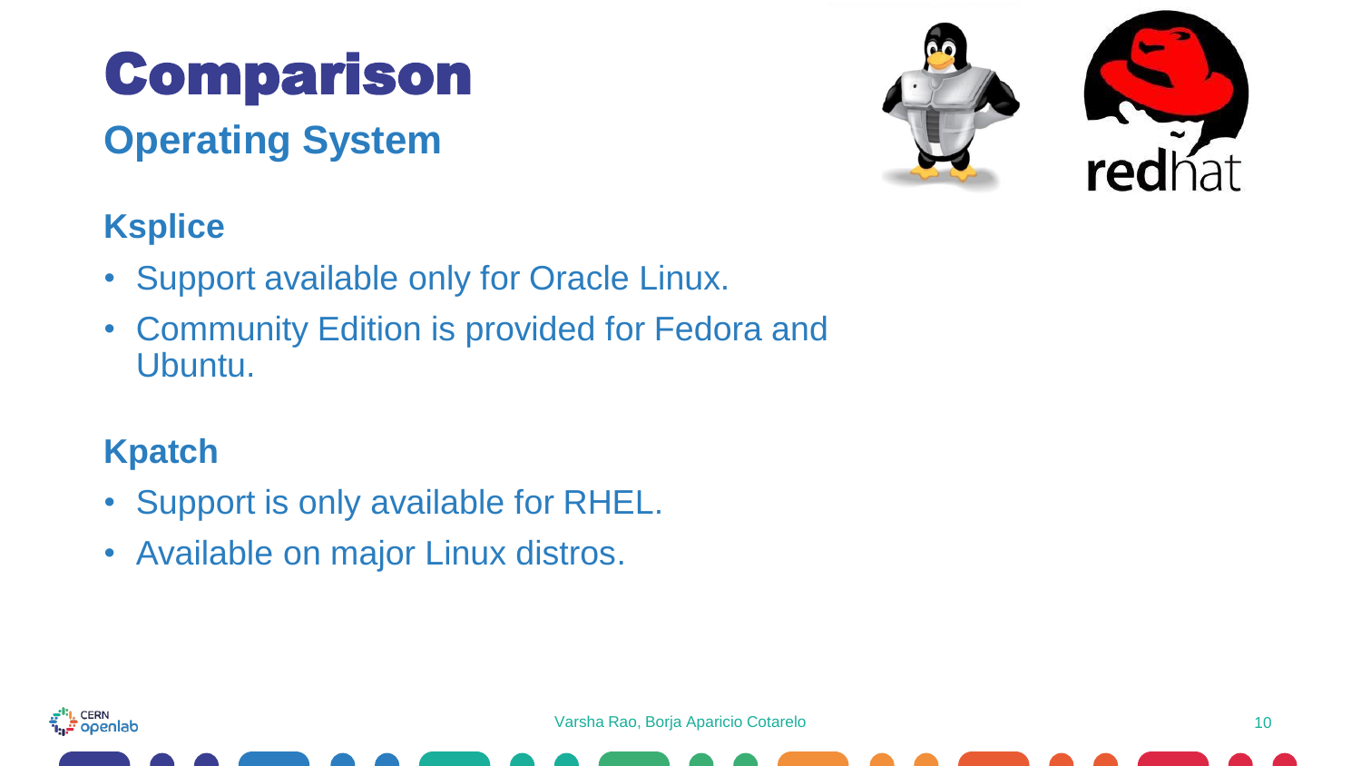# Comparison

## Operating System

### Ksplice

- Support available only for Oracle Linux.
- Community Edition is provided for Fedora and Ubuntu.

### Kpatch

- Support is only available for RHEL.
- Available on major Linux distros.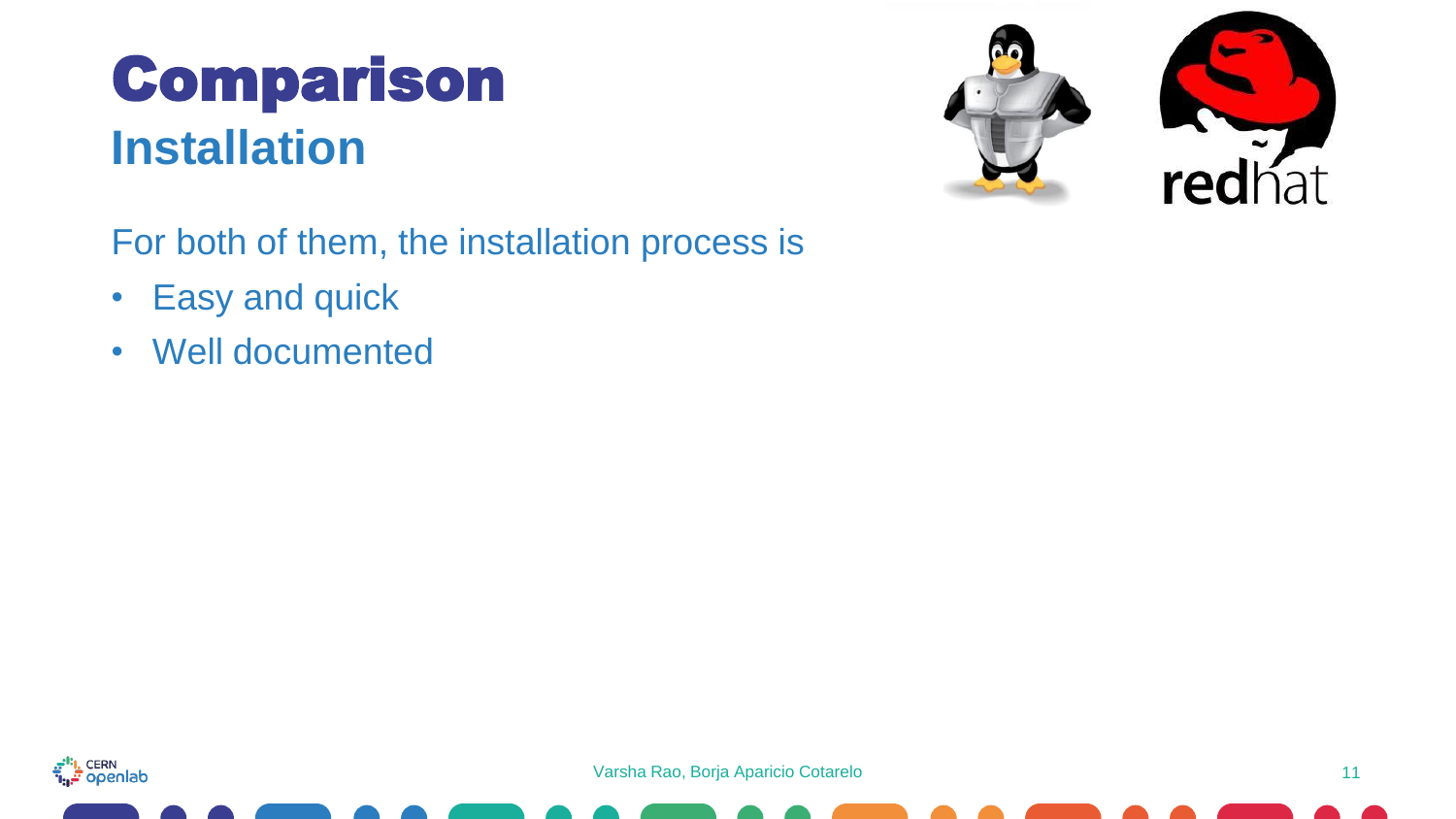# Comparison
## Installation

For both of them, the installation process is

- Easy and quick
- Well documented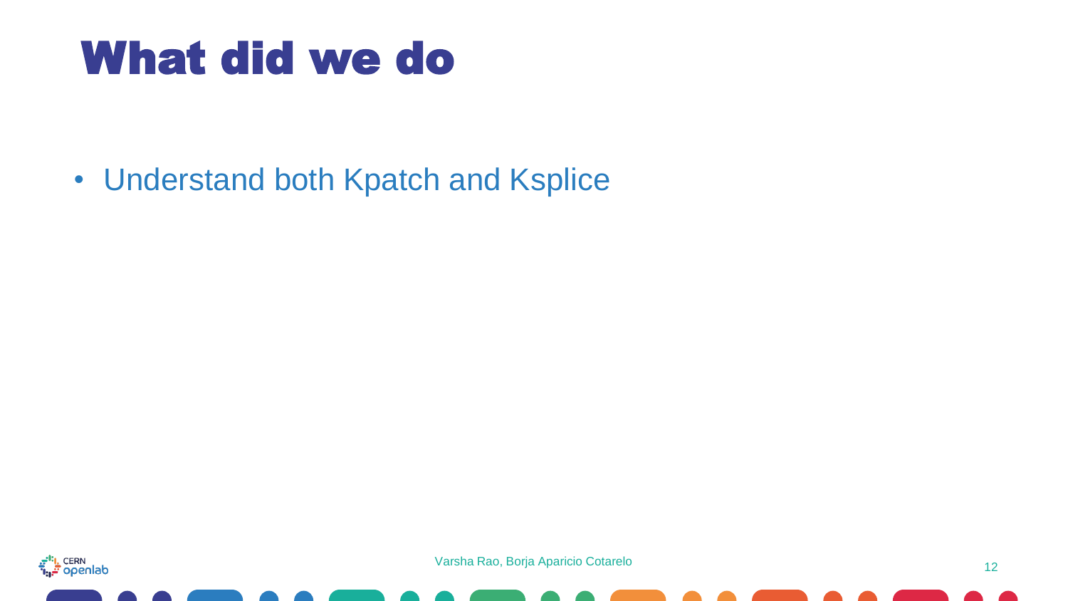# What did we do

- Understand both Kpatch and Ksplice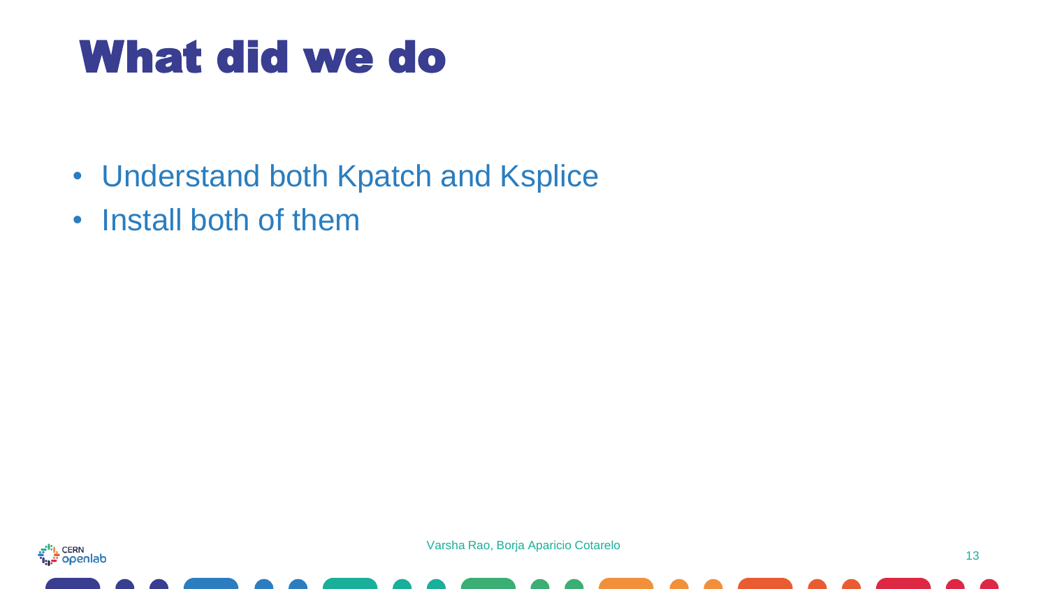# What did we do

- Understand both Kpatch and Ksplice
- Install both of them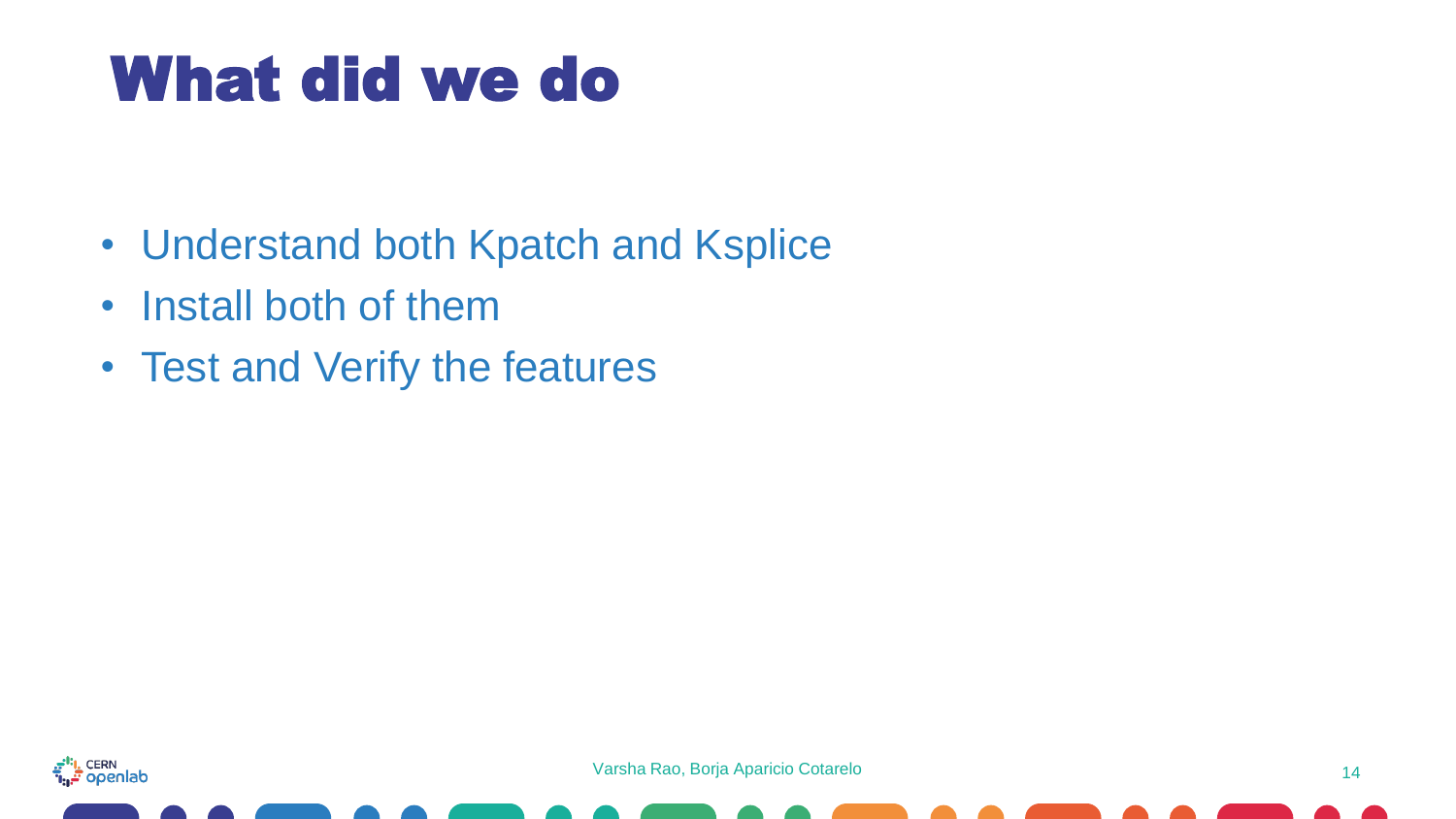# What did we do

- Understand both Kpatch and Ksplice
- Install both of them
- Test and Verify the features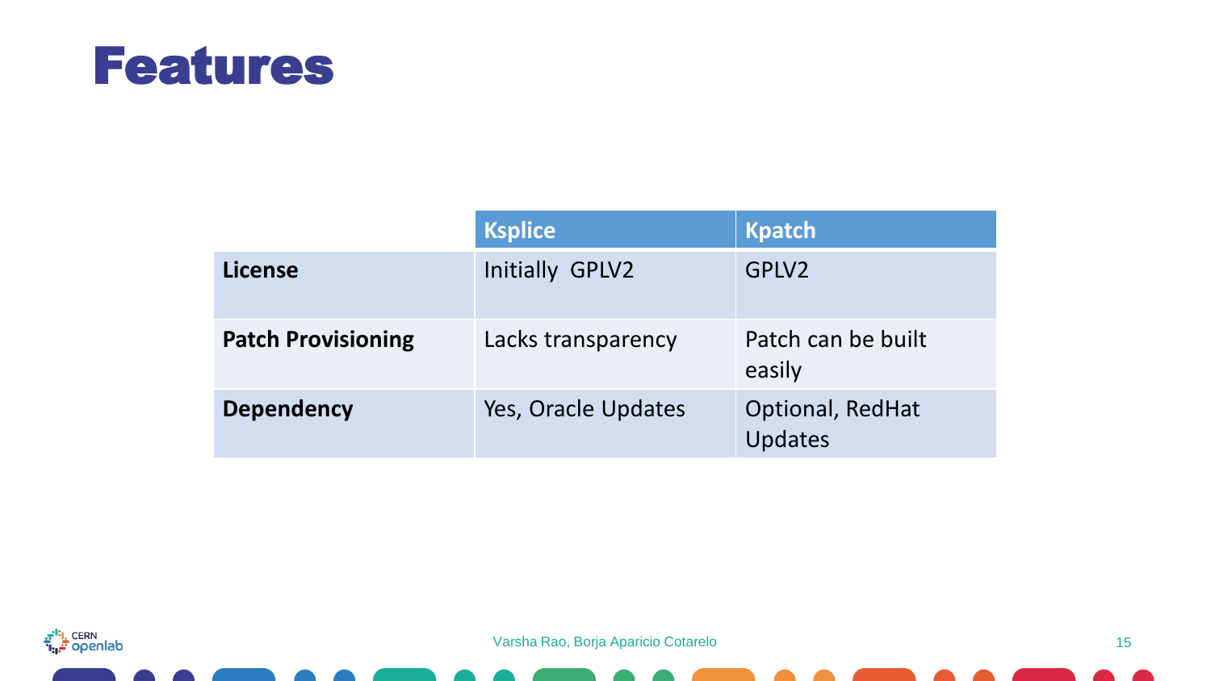# Features

| | Ksplice | Kpatch |
| --- | --- | --- |
| **License** | Initially GPLV2 | GPLV2 |
| **Patch Provisioning** | Lacks transparency | Patch can be built easily |
| **Dependency** | Yes, Oracle Updates | Optional, RedHat Updates |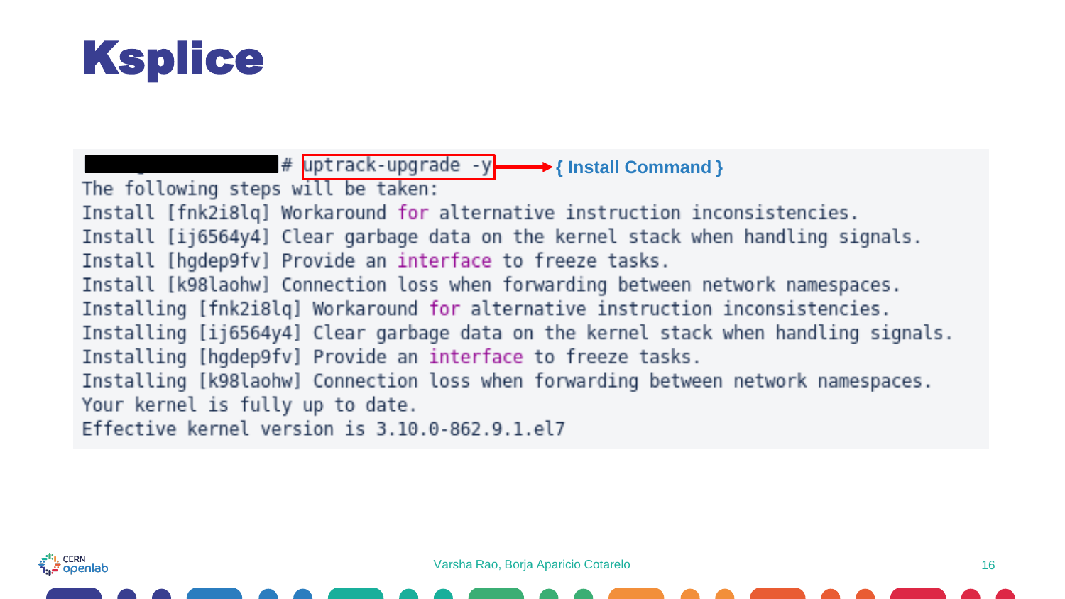# Ksplice

```
# uptrack-upgrade -y
The following steps will be taken:
Install [fnk2i8lq] Workaround for alternative instruction inconsistencies.
Install [ij6564y4] Clear garbage data on the kernel stack when handling signals.
Install [hgdep9fv] Provide an interface to freeze tasks.
Install [k98laohw] Connection loss when forwarding between network namespaces.
Installing [fnk2i8lq] Workaround for alternative instruction inconsistencies.
Installing [ij6564y4] Clear garbage data on the kernel stack when handling signals.
Installing [hgdep9fv] Provide an interface to freeze tasks.
Installing [k98laohw] Connection loss when forwarding between network namespaces.
Your kernel is fully up to date.
Effective kernel version is 3.10.0-862.9.1.el7
```

{ Install Command }

Varsha Rao, Borja Aparicio Cotarelo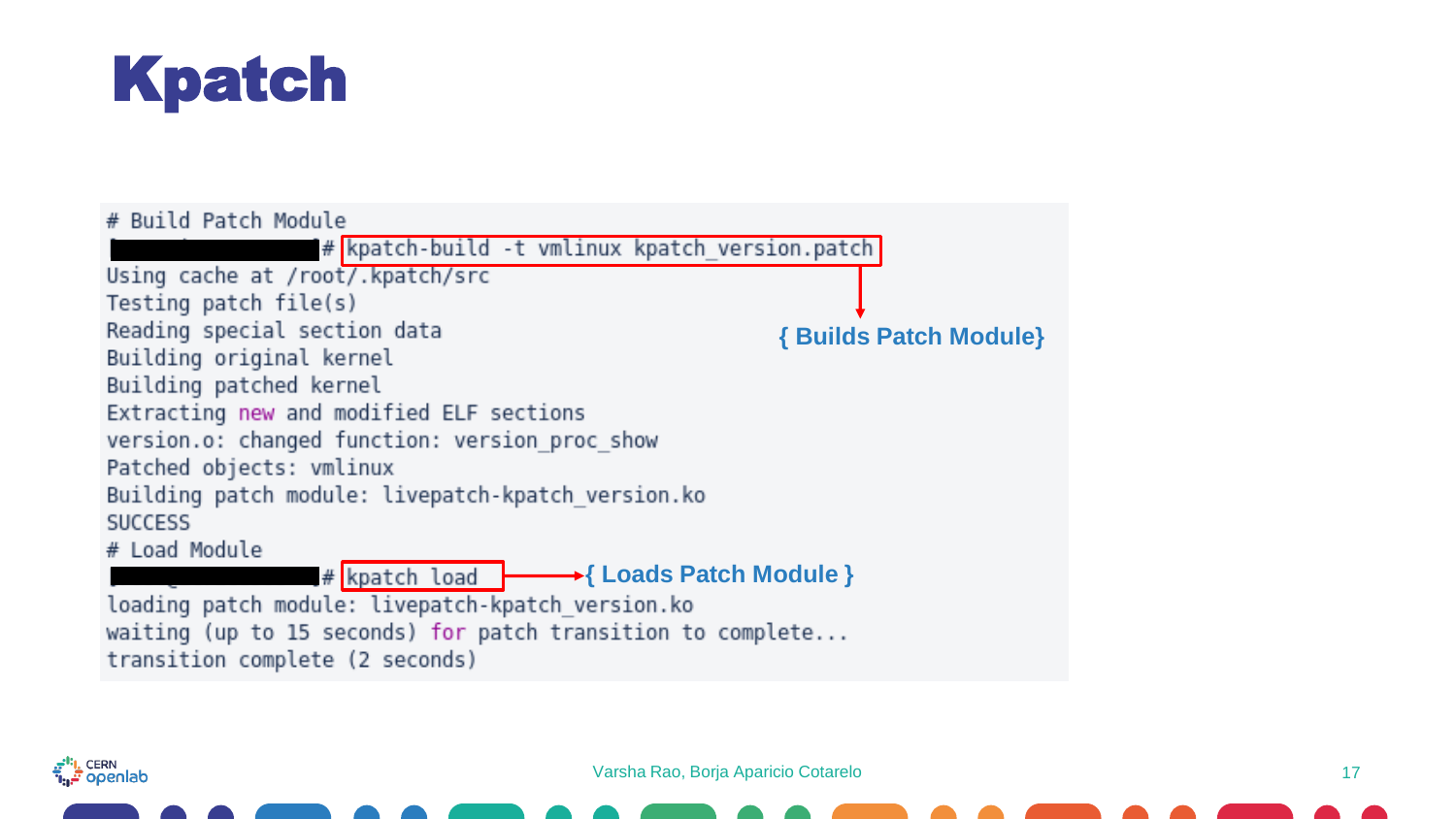# Kpatch

```
# Build Patch Module
# kpatch-build -t vmlinux kpatch_version.patch
Using cache at /root/.kpatch/src
Testing patch file(s)
Reading special section data
Building original kernel
Building patched kernel
Extracting new and modified ELF sections
version.o: changed function: version_proc_show
Patched objects: vmlinux
Building patch module: livepatch-kpatch_version.ko
SUCCESS
# Load Module
# kpatch load
loading patch module: livepatch-kpatch_version.ko
waiting (up to 15 seconds) for patch transition to complete...
transition complete (2 seconds)
```

{ Builds Patch Module}

{ Loads Patch Module }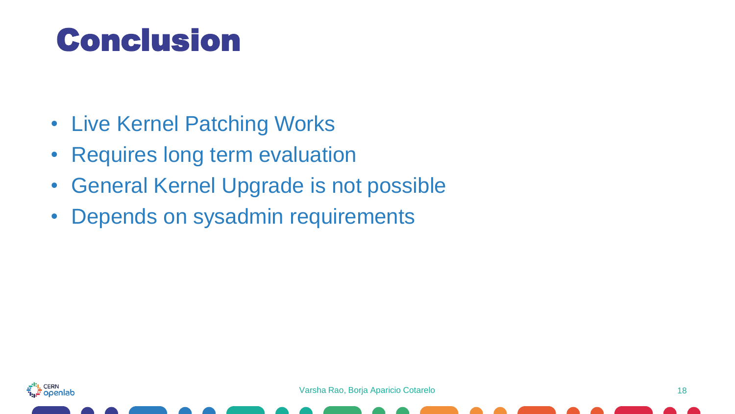# Conclusion

- Live Kernel Patching Works
- Requires long term evaluation
- General Kernel Upgrade is not possible
- Depends on sysadmin requirements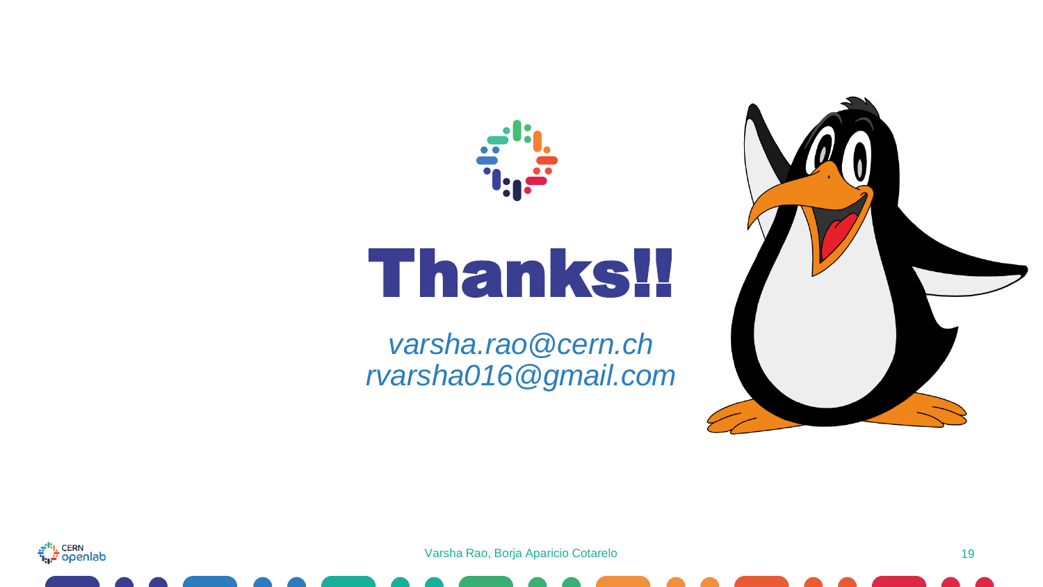# Thanks!!

*varsha.rao@cern.ch*
*rvarsha016@gmail.com*